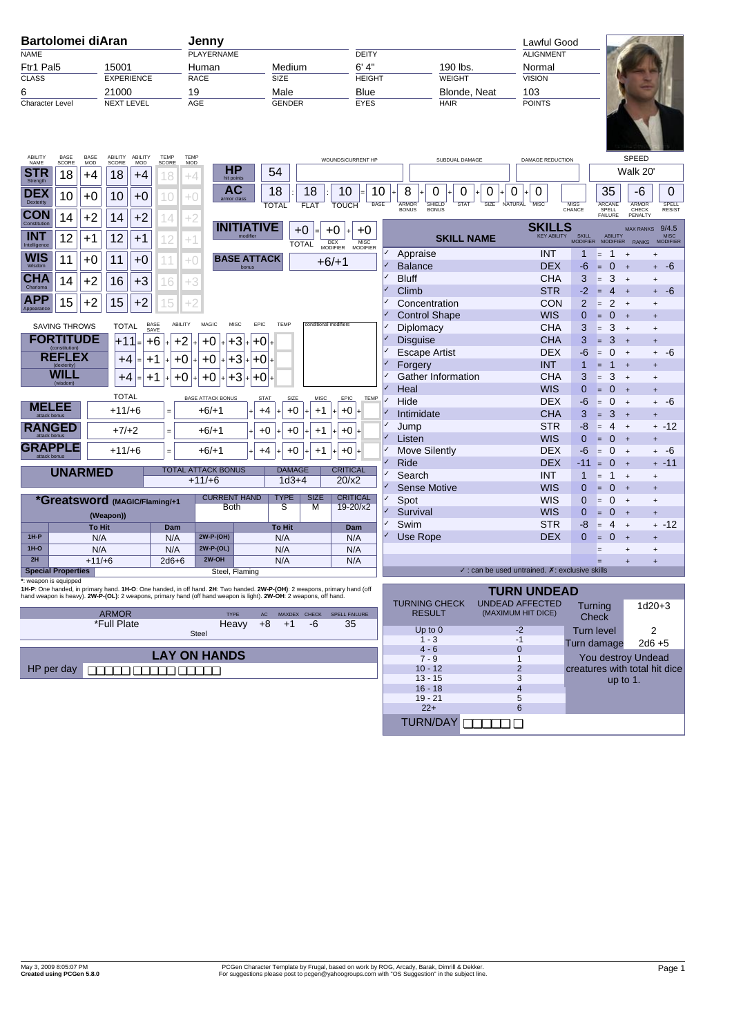| Bartolomei diAran | | Jenny | | | | Lawful Good |
|---|---|---|---|---|---|---|
| NAME | | PLAYERNAME | | DEITY | | ALIGNMENT |
| Ftr1 Pal5 | 15001 | Human | Medium | 6' 4" | 190 lbs. | Normal |
| CLASS | EXPERIENCE | RACE | SIZE | HEIGHT | WEIGHT | VISION |
| 6 | 21000 | 19 | Male | Blue | Blonde, Neat | 103 |
| Character Level | NEXT LEVEL | AGE | GENDER | EYES | HAIR | POINTS |

| ABILITY NAME | BASE SCORE | BASE MOD | ABILITY SCORE | ABILITY MOD | TEMP SCORE | TEMP MOD |
|---|---|---|---|---|---|---|
| STR Strength | 18 | +4 | 18 | +4 | 18 | +4 |
| DEX Dexterity | 10 | +0 | 10 | +0 | 10 | +0 |
| CON Constitution | 14 | +2 | 14 | +2 | 14 | +2 |
| INT Intelligence | 12 | +1 | 12 | +1 | 12 | +1 |
| WIS Wisdom | 11 | +0 | 11 | +0 | 11 | +0 |
| CHA Charisma | 14 | +2 | 16 | +3 | 16 | +3 |
| APP Appearance | 15 | +2 | 15 | +2 | 15 | +2 |

**HP** (hit points): 54 | WOUNDS/CURRENT HP: | SUBDUAL DAMAGE: | DAMAGE REDUCTION: | SPEED: Walk 20'

| AC (armor class) | TOTAL | FLAT | TOUCH | BASE | ARMOR BONUS | SHIELD BONUS | STAT | SIZE | NATURAL | MISC | MISS CHANCE | ARCANE SPELL FAILURE | ARMOR CHECK PENALTY | SPELL RESIST |
|---|---|---|---|---|---|---|---|---|---|---|---|---|---|---|
| | 18 | 18 | 10 | 10 | 8 | 0 | 0 | 0 | 0 | 0 | | 35 | -6 | 0 |

**INITIATIVE** modifier: +0 = +0 (DEX MODIFIER) + +0 (MISC MODIFIER)

**BASE ATTACK** bonus: +6/+1

| SAVING THROWS | TOTAL | BASE SAVE | ABILITY | MAGIC | MISC | EPIC | TEMP |
|---|---|---|---|---|---|---|---|
| FORTITUDE (constitution) | +11 | +6 | +2 | +0 | +3 | +0 | |
| REFLEX (dexterity) | +4 | +1 | +0 | +0 | +3 | +0 | |
| WILL (wisdom) | +4 | +1 | +0 | +0 | +3 | +0 | |

conditional modifiers:

| | TOTAL | BASE ATTACK BONUS | STAT | SIZE | MISC | EPIC | TEMP |
|---|---|---|---|---|---|---|---|
| MELEE attack bonus | +11/+6 | +6/+1 | +4 | +0 | +1 | +0 | |
| RANGED attack bonus | +7/+2 | +6/+1 | +0 | +0 | +1 | +0 | |
| GRAPPLE attack bonus | +11/+6 | +6/+1 | +4 | +0 | +1 | +0 | |

| UNARMED | TOTAL ATTACK BONUS | DAMAGE | CRITICAL |
|---|---|---|---|
| | +11/+6 | 1d3+4 | 20/x2 |

| *Greatsword (MAGIC/Flaming/+1 (Weapon)) | | | CURRENT HAND | TYPE | SIZE | CRITICAL |
|---|---|---|---|---|---|---|
| | | | Both | S | M | 19-20/x2 |
| | To Hit | Dam | | To Hit | | Dam |
| 1H-P | N/A | N/A | 2W-P-(OH) | N/A | | N/A |
| 1H-O | N/A | N/A | 2W-P-(OL) | N/A | | N/A |
| 2H | +11/+6 | 2d6+6 | 2W-OH | N/A | | N/A |
| Special Properties | | | Steel, Flaming | | | |

*: weapon is equipped

**1H-P**: One handed, in primary hand. **1H-O**: One handed, in off hand. **2H**: Two handed. **2W-P-(OH)**: 2 weapons, primary hand (off hand weapon is heavy). **2W-P-(OL)**: 2 weapons, primary hand (off hand weapon is light). **2W-OH**: 2 weapons, off hand.

| ARMOR | TYPE | AC | MAXDEX | CHECK | SPELL FAILURE |
|---|---|---|---|---|---|
| *Full Plate | Heavy | +8 | +1 | -6 | 35 |
| Steel | | | | | |

## LAY ON HANDS

HP per day ☐☐☐☐☐ ☐☐☐☐☐ ☐☐☐☐☐

## SKILLS

MAX RANKS 9/4.5

| | SKILL NAME | KEY ABILITY | SKILL MODIFIER | ABILITY MODIFIER | RANKS | MISC MODIFIER |
|---|---|---|---|---|---|---|
| ✓ | Appraise | INT | 1 | 1 | | |
| ✓ | Balance | DEX | -6 | 0 | | -6 |
| ✓ | Bluff | CHA | 3 | 3 | | |
| ✓ | Climb | STR | -2 | 4 | | -6 |
| ✓ | Concentration | CON | 2 | 2 | | |
| ✓ | Control Shape | WIS | 0 | 0 | | |
| ✓ | Diplomacy | CHA | 3 | 3 | | |
| ✓ | Disguise | CHA | 3 | 3 | | |
| ✓ | Escape Artist | DEX | -6 | 0 | | -6 |
| ✓ | Forgery | INT | 1 | 1 | | |
| ✓ | Gather Information | CHA | 3 | 3 | | |
| ✓ | Heal | WIS | 0 | 0 | | |
| ✓ | Hide | DEX | -6 | 0 | | -6 |
| ✓ | Intimidate | CHA | 3 | 3 | | |
| ✓ | Jump | STR | -8 | 4 | | -12 |
| ✓ | Listen | WIS | 0 | 0 | | |
| ✓ | Move Silently | DEX | -6 | 0 | | -6 |
| ✓ | Ride | DEX | -11 | 0 | | -11 |
| ✓ | Search | INT | 1 | 1 | | |
| ✓ | Sense Motive | WIS | 0 | 0 | | |
| ✓ | Spot | WIS | 0 | 0 | | |
| ✓ | Survival | WIS | 0 | 0 | | |
| ✓ | Swim | STR | -8 | 4 | | -12 |
| ✓ | Use Rope | DEX | 0 | 0 | | |

✓ : can be used untrained. ✗: exclusive skills

## TURN UNDEAD

| TURNING CHECK RESULT | UNDEAD AFFECTED (MAXIMUM HIT DICE) |
|---|---|
| Up to 0 | -2 |
| 1 - 3 | -1 |
| 4 - 6 | 0 |
| 7 - 9 | 1 |
| 10 - 12 | 2 |
| 13 - 15 | 3 |
| 16 - 18 | 4 |
| 19 - 21 | 5 |
| 22+ | 6 |

| | |
|---|---|
| Turning Check | 1d20+3 |
| Turn level | 2 |
| Turn damage | 2d6 +5 |

You destroy Undead creatures with total hit dice up to 1.

TURN/DAY ☐☐☐☐☐ ☐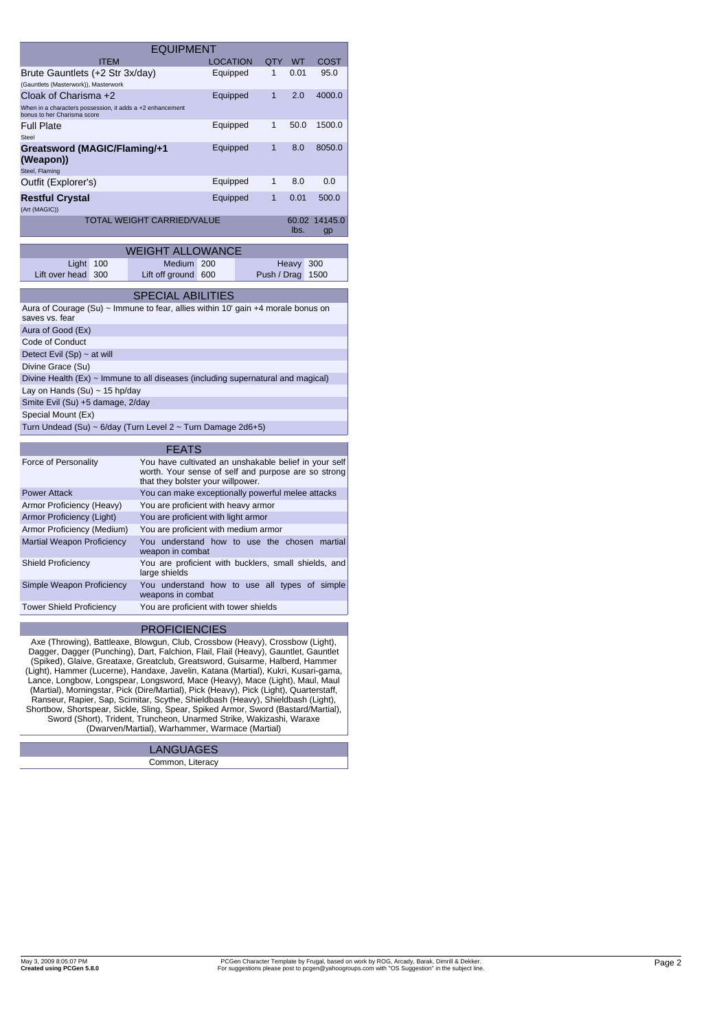## EQUIPMENT

| ITEM | LOCATION | QTY | WT | COST |
|---|---|---|---|---|
| Brute Gauntlets (+2 Str 3x/day)<br>(Gauntlets (Masterwork)), Masterwork | Equipped | 1 | 0.01 | 95.0 |
| Cloak of Charisma +2<br>When in a characters possession, it adds a +2 enhancement bonus to her Charisma score | Equipped | 1 | 2.0 | 4000.0 |
| Full Plate<br>Steel | Equipped | 1 | 50.0 | 1500.0 |
| **Greatsword (MAGIC/Flaming/+1 (Weapon))**<br>Steel, Flaming | Equipped | 1 | 8.0 | 8050.0 |
| Outfit (Explorer's) | Equipped | 1 | 8.0 | 0.0 |
| **Restful Crystal**<br>(Art (MAGIC)) | Equipped | 1 | 0.01 | 500.0 |
| TOTAL WEIGHT CARRIED/VALUE | | | 60.02 lbs. | 14145.0 gp |

## WEIGHT ALLOWANCE

| | | | | | |
|---|---|---|---|---|---|
| Light | 100 | Medium | 200 | Heavy | 300 |
| Lift over head | 300 | Lift off ground | 600 | Push / Drag | 1500 |

## SPECIAL ABILITIES

- Aura of Courage (Su) ~ Immune to fear, allies within 10' gain +4 morale bonus on saves vs. fear
- Aura of Good (Ex)
- Code of Conduct
- Detect Evil (Sp) ~ at will
- Divine Grace (Su)
- Divine Health (Ex) ~ Immune to all diseases (including supernatural and magical)
- Lay on Hands (Su) ~ 15 hp/day
- Smite Evil (Su) +5 damage, 2/day
- Special Mount (Ex)
- Turn Undead (Su) ~ 6/day (Turn Level 2 ~ Turn Damage 2d6+5)

## FEATS

| | |
|---|---|
| Force of Personality | You have cultivated an unshakable belief in your self worth. Your sense of self and purpose are so strong that they bolster your willpower. |
| Power Attack | You can make exceptionally powerful melee attacks |
| Armor Proficiency (Heavy) | You are proficient with heavy armor |
| Armor Proficiency (Light) | You are proficient with light armor |
| Armor Proficiency (Medium) | You are proficient with medium armor |
| Martial Weapon Proficiency | You understand how to use the chosen martial weapon in combat |
| Shield Proficiency | You are proficient with bucklers, small shields, and large shields |
| Simple Weapon Proficiency | You understand how to use all types of simple weapons in combat |
| Tower Shield Proficiency | You are proficient with tower shields |

## PROFICIENCIES

Axe (Throwing), Battleaxe, Blowgun, Club, Crossbow (Heavy), Crossbow (Light), Dagger, Dagger (Punching), Dart, Falchion, Flail, Flail (Heavy), Gauntlet, Gauntlet (Spiked), Glaive, Greataxe, Greatclub, Greatsword, Guisarme, Halberd, Hammer (Light), Hammer (Lucerne), Handaxe, Javelin, Katana (Martial), Kukri, Kusari-gama, Lance, Longbow, Longspear, Longsword, Mace (Heavy), Mace (Light), Maul, Maul (Martial), Morningstar, Pick (Dire/Martial), Pick (Heavy), Pick (Light), Quarterstaff, Ranseur, Rapier, Sap, Scimitar, Scythe, Shieldbash (Heavy), Shieldbash (Light), Shortbow, Shortspear, Sickle, Sling, Spear, Spiked Armor, Sword (Bastard/Martial), Sword (Short), Trident, Truncheon, Unarmed Strike, Wakizashi, Waraxe (Dwarven/Martial), Warhammer, Warmace (Martial)

## LANGUAGES

Common, Literacy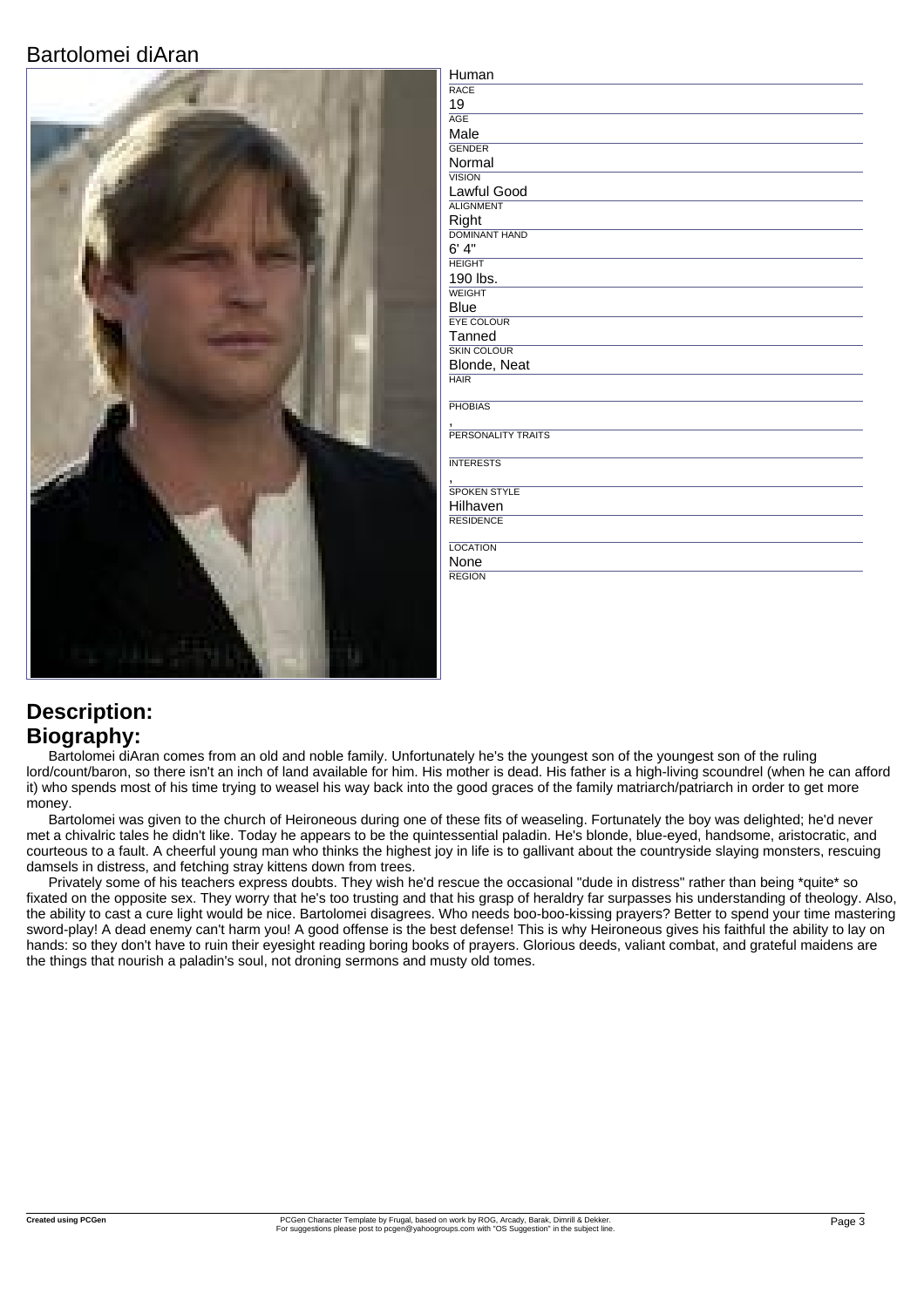# Bartolomei diAran

| Field | Value |
| --- | --- |
| RACE | Human |
| AGE | 19 |
| GENDER | Male |
| VISION | Normal |
| ALIGNMENT | Lawful Good |
| DOMINANT HAND | Right |
| HEIGHT | 6' 4" |
| WEIGHT | 190 lbs. |
| EYE COLOUR | Blue |
| SKIN COLOUR | Tanned |
| HAIR | Blonde, Neat |
| PHOBIAS | |
| PERSONALITY TRAITS | , |
| INTERESTS | |
| SPOKEN STYLE | , |
| RESIDENCE | Hilhaven |
| LOCATION | |
| REGION | None |

## Description:

## Biography:

Bartolomei diAran comes from an old and noble family. Unfortunately he's the youngest son of the youngest son of the ruling lord/count/baron, so there isn't an inch of land available for him. His mother is dead. His father is a high-living scoundrel (when he can afford it) who spends most of his time trying to weasel his way back into the good graces of the family matriarch/patriarch in order to get more money.

Bartolomei was given to the church of Heironeous during one of these fits of weaseling. Fortunately the boy was delighted; he'd never met a chivalric tales he didn't like. Today he appears to be the quintessential paladin. He's blonde, blue-eyed, handsome, aristocratic, and courteous to a fault. A cheerful young man who thinks the highest joy in life is to gallivant about the countryside slaying monsters, rescuing damsels in distress, and fetching stray kittens down from trees.

Privately some of his teachers express doubts. They wish he'd rescue the occasional "dude in distress" rather than being *quite* so fixated on the opposite sex. They worry that he's too trusting and that his grasp of heraldry far surpasses his understanding of theology. Also, the ability to cast a cure light would be nice. Bartolomei disagrees. Who needs boo-boo-kissing prayers? Better to spend your time mastering sword-play! A dead enemy can't harm you! A good offense is the best defense! This is why Heironeous gives his faithful the ability to lay on hands: so they don't have to ruin their eyesight reading boring books of prayers. Glorious deeds, valiant combat, and grateful maidens are the things that nourish a paladin's soul, not droning sermons and musty old tomes.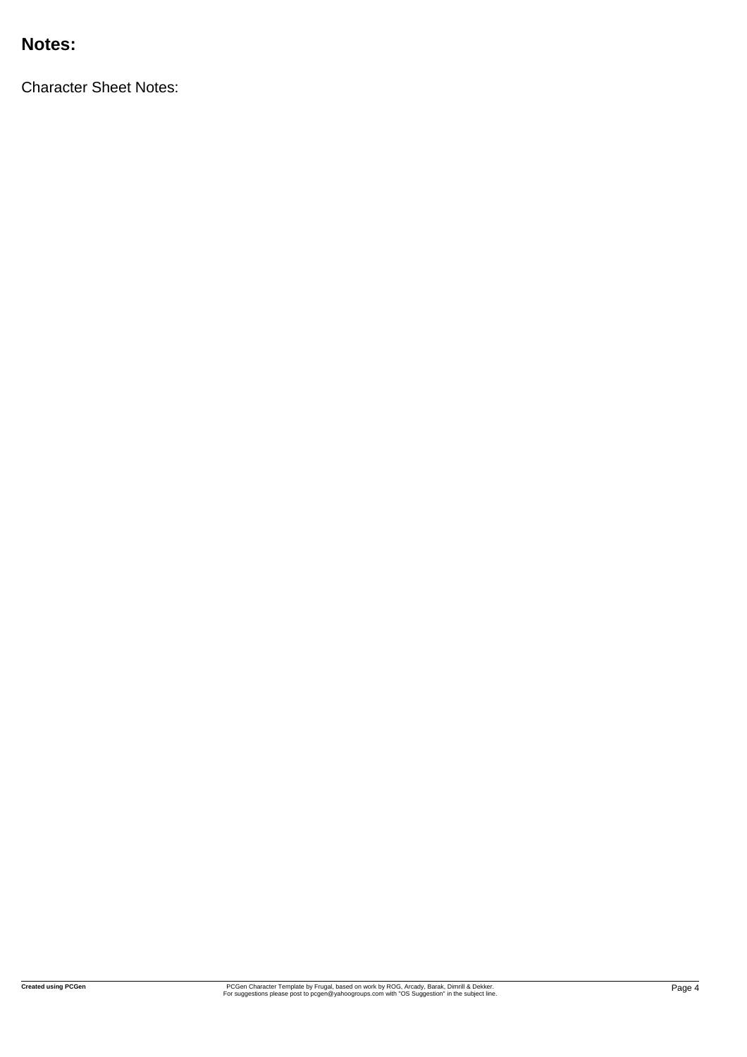## Notes:

Character Sheet Notes: